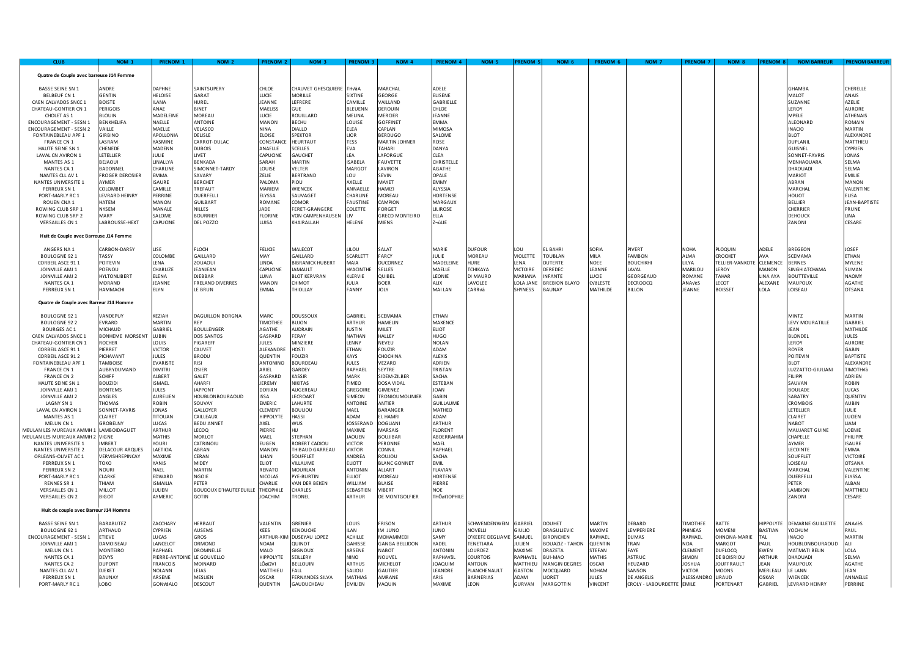| CLUB | NOM 1 | PRENOM 1 | NOM 2 | PRENOM 2 | NOM 3 | PRENOM 3 | NOM 4 | PRENOM 4 | NOM 5 | PRENOM 5 | NOM 6 | PRENOM 6 | NOM 7 | PRENOM 7 | NOM 8 | PRENOM 8 | NOM BARREUR | PRENOM BARREUR |
|---|---|---|---|---|---|---|---|---|---|---|---|---|---|---|---|---|---|---|
| **Quatre de Couple avec barreuse J14 Femme** | | | | | | | | | | | | | | | | | | |
| BASSE SEINE SN 1 | ANDRE | DAPHNE | SAINTSUPERY | CHLOE | CHAUVET GHESQUIERE | THÿå | MARCHAL | ADELE | | | | | | | | | GHAMBA | CHERELLE |
| BELBEUF CN 1 | GENTIN | HELOISE | GARAT | LUCIE | MORILLE | SIXTINE | GEORGE | ELISENE | | | | | | | | | MALOT | ANAIS |
| CAEN CALVADOS SNCC 1 | BOISTE | ILANA | HUREL | JEANNE | LEFRERE | CAMILLE | VAILLAND | GABRIELLE | | | | | | | | | SUZANNE | AZELIE |
| CHATEAU-GONTIER CN 1 | PERIGOIS | ANAE | BINET | MAELISS | GUE | BLEUENN | DEROUIN | CHLOE | | | | | | | | | LEROY | AURORE |
| CHOLET AS 1 | BLOUIN | MADELEINE | MOREAU | LUCIE | ROUILLARD | MELINA | MERCIER | JEANNE | | | | | | | | | MPELE | ATHENAIS |
| ENCOURAGEMENT - SESN 1 | BENKHELIFA | NAELLE | ANTOINE | MANON | BECHU | LOUISE | GOFFINET | EMMA | | | | | | | | | ALEONARD | ROMAIN |
| ENCOURAGEMENT - SESN 2 | VAILLE | MAELLE | VELASCO | NINA | DIALLO | ELEA | CAPLAN | MIMOSA | | | | | | | | | INACIO | MARTIN |
| FONTAINEBLEAU APF 1 | GIRBINO | APOLLONIA | DELISLE | ELOISE | SPEKTOR | LIOR | BERDUGO | SALOME | | | | | | | | | BLOT | ALEXANDRE |
| FRANCE CN 1 | LASRAM | YASMINE | CARROT-DULAC | CONSTANCE | HEURTAUT | TESS | MARTIN JOHNER | ROSE | | | | | | | | | DUPLANIL | MATTHIEU |
| HAUTE SEINE SN 1 | CHENEDE | MADENN | DUBOIS | ANAELLE | SCELLES | EVA | TAHARI | DANYA | | | | | | | | | GUISNEL | CYPRIEN |
| LAVAL CN AVIRON 1 | LETELLIER | JULIE | LIVET | CAPUCINE | GAUCHET | LEA | LAFORGUE | CLEA | | | | | | | | | SONNET-FAVRIS | JONAS |
| MANTES AS 1 | BEJAOUI | LINALLYA | BENKADA | SARAH | MARTIN | ISABELA | FAUVETTE | CHRISTELLE | | | | | | | | | MENHAOUARA | SELMA |
| NANTES CA 1 | BADONNEL | CHARLINE | SIMONNET-TARDY | LOUISE | VELTER | MARGOT | LAVIRON | AGATHE | | | | | | | | | DHAOUADI | SELMA |
| NANTES CLL AV 1 | FROGER DEROSIER | EMMA | SAVARY | ZELIE | BERTRAND | LOU | SEVIN | OPALE | | | | | | | | | MARIOT | EMILIE |
| NANTES UNIVERSITE 1 | AYMER | ISAURE | BERCHET | PALOMA | PIOU | AXELLE | MAYET | EMMY | | | | | | | | | ABRAN | MANON |
| PERREUX SN 1 | COLOMBET | CAMILLE | TREFAUT | MARIEM | WIENCEK | ANNAELLE | HAMIZI | ALYSSIA | | | | | | | | | MARCHAL | VALENTINE |
| PORT-MARLY RC 1 | LEVRARD HEINRY | PERRINE | OUERFELLI | ELYSSA | SAUVAGET | CHARLINE | MOREAU | HORTENSE | | | | | | | | | HOUOT | ELISA |
| ROUEN CNA 1 | HATEM | MANON | GUILBART | ROMANE | COMOR | FAUSTINE | CAMPION | MARGAUX | | | | | | | | | BELLIER | JEAN-BAPTISTE |
| ROWING CLUB SRP 1 | NYSEM | MANALE | NILLES | JADE | FERET-GRANGERE | COLETTE | FORGET | LILIROSE | | | | | | | | | CHERRIER | PRUNE |
| ROWING CLUB SRP 2 | MARY | SALOME | BOURRIER | FLORINE | VON CAMPENHAUSEN | LIV | GRECO MONTEIRO | ELLA | | | | | | | | | DEHOUCK | LINA |
| VERSAILLES CN 1 | LABROUSSE-HEXT | CAPUCINE | DEL POZZO | LUISA | KHAIRALLAH | HELENE | MIENS | Z¬üLIE | | | | | | | | | ZANONI | CESARE |
| **Huit de Couple avec Barreuse J14 Femme** | | | | | | | | | | | | | | | | | | |
| ANGERS NA 1 | CARBON-DARSY | LISE | FLOCH | FELICIE | MALECOT | LILOU | SALAT | MARIE | DUFOUR | LOU | EL BAHRI | SOFIA | PIVERT | NOHA | PLOQUIN | ADELE | BREGEON | JOSEF |
| BOULOGNE 92 1 | TASSY | COLOMBE | GAILLARD | MAY | GAILLARD | SCARLETT | FARCY | JULIE | MOREAU | VIOLETTE | TOUBLAN | MILA | FAMBON | ALMA | CROCHET | AVA | SCEMAMA | ETHAN |
| CORBEIL ASCE 91 1 | POITEVIN | LENA | ZOUAOUI | LINDA | BIBRANICK HUBERT | MAIA | DUCORNEZ | MADELEINE | HURE | LENA | DUTERTE | NOEE | BOUCHIKHI | LILYA | TELLIER-VANKOTE | CLEMENCE | BERNES | MYLENE |
| JOINVILLE AMJ 1 | POENOU | CHARLIZE | JEANJEAN | CAPUCINE | JAMAULT | HYACINTHE | SELLES | MAELLE | TCHIKAYA | VICTOIRE | DEREDEC | LEANNE | LAVAL | MARILOU | LEROY | MANON | SINGH ATCHAMA | SUMAN |
| JOINVILLE AMJ 2 | HYLTONLIBERT | ELENA | DJEBBAR | LUNA | BLOT KERVRAN | KLERVIE | QUIBEL | LEONIE | DI MAURO | MARIANA | INFANTE | LUCIE | GEORGEAUD | ROMANE | TAHAR | LINA AYA | BOUTTEVILLE | NAOMY |
| NANTES CA 1 | MORAND | JEANNE | FRELAND DIVERRES | MANON | CHIMOT | JULIA | BOER | ALIX | LAVOLEE | LOLA JANE | BREBION BLAYO | CVåLESTE | DECROOCQ | ANAVëS | LECOT | ALEXANE | MAUPOUX | AGATHE |
| PERREUX SN 1 | HAMMACHI | ELYN | LE BRUN | EMMA | THIOLLAY | FANNY | JOLY | MAI LAN | CARRVå | SHYNESS | BAUNAY | MATHILDE | BILLON | JEANNE | BOISSET | LOLA | LOISEAU | OTSANA |
| **Quatre de Couple avec Barreur J14 Homme** | | | | | | | | | | | | | | | | | | |
| BOULOGNE 92 1 | VANDEPUY | KEZIAH | DAGUILLON BORGNA | MARC | DOUSSOUX | GABRIEL | SCEMAMA | ETHAN | | | | | | | | | MINTZ | MARTIN |
| BOULOGNE 92 2 | EVRARD | MARTIN | REY | TIMOTHEE | BUJON | ARTHUR | HAMELIN | MAXENCE | | | | | | | | | LEVY MOURATILLE | GABRIEL |
| BOURGES AC 1 | MICHAUD | GABRIEL | BOULLENGER | AGATHE | AUDRAIN | JUSTIN | MILET | ELIOT | | | | | | | | | JEAN | MATHILDE |
| CAEN CALVADOS SNCC 1 | BONHEME MORSENT | LUBIN | DOS SANTOS | GASPARD | FERAY | NATHAN | HALLEY | HUGO | | | | | | | | | BLONDEL | JULES |
| CHATEAU-GONTIER CN 1 | ROCHER | LOUIS | PIGAREFF | JULES | MINZIERE | LENNY | NEVEU | NOLAN | | | | | | | | | LEROY | AURORE |
| CORBEIL ASCE 91 1 | PIERRET | VICTOR | CAUVET | ALEXANDRE | HOSTI | ETHAN | FOUZIR | ADAM | | | | | | | | | ROYER | GABIN |
| CORBEIL ASCE 91 2 | PICHAVANT | JULES | BRODU | QUENTIN | FOUZIR | KAYS | CHOCHINA | ALEXIS | | | | | | | | | POITEVIN | BAPTISTE |
| FONTAINEBLEAU APF 1 | TAMBOISE | EVARISTE | RISI | ANTONINO | BOURDEAU | JULES | VEZARD | ADRIEN | | | | | | | | | BLOT | ALEXANDRE |
| FRANCE CN 1 | AUBRYDUMAND | DIMITRI | OSIER | ARIEL | GARDEY | RAPHAEL | SEYTRE | TRISTAN | | | | | | | | | LUZZATTO-GIULIANI | TIMOTHVå |
| FRANCE CN 2 | SCHIFF | ALBERT | GALET | GASPARD | KASSIR | MARK | SIDEM-ZILBER | SACHA | | | | | | | | | FILIPPI | ADRIEN |
| HAUTE SEINE SN 1 | BOUZIDI | ISMAEL | AHARFI | JEREMY | NIKITAS | TIMEO | DOSA VIDAL | ESTEBAN | | | | | | | | | SAUVAN | ROBIN |
| JOINVILLE AMJ 1 | BONTEMS | JULES | JAPPONT | DORIAN | AUGEREAU | GREGOIRE | GIMENEZ | JOAN | | | | | | | | | BOULADE | LUCAS |
| JOINVILLE AMJ 2 | ANGLES | AURELIEN | HOUBLONBOURAOUD | ISSA | LECROART | SIMEON | TRONIOUMOLINIER | GABIN | | | | | | | | | SABATRY | QUENTIN |
| LAGNY SN 1 | THOMAS | ROBIN | SOUVAY | EMERIC | LAHURTE | ANTOINE | ANTIER | GUILLAUME | | | | | | | | | CROMBOIS | AUBIN |
| LAVAL CN AVIRON 1 | SONNET-FAVRIS | JONAS | GALLOYER | CLEMENT | BOULIOU | MAEL | BARANGER | MATHEO | | | | | | | | | LETELLIER | JULIE |
| MANTES AS 1 | CLAIRET | TITOUAN | CAILLEAUX | HIPPOLYTE | HASSI | ADAM | EL HAMRI | ADAM | | | | | | | | | CLAIRET | LUCIEN |
| MELUN CN 1 | GROBELNY | LUCAS | BEDU ANNET | AXEL | WUS | JOSSERAND | DOGLIANI | ARTHUR | | | | | | | | | NABOT | LIAM |
| MEULAN LES MUREAUX AMMH 1 | LAMBOIDAGUET | ARTHUR | LECOQ | PIERRE | HU | MAXIME | MARSAIS | FLORENT | | | | | | | | | MAUJARET GUINE | LOENIE |
| MEULAN LES MUREAUX AMMH 2 | VIGNE | MATHIS | MORLOT | MAEL | STEPHAN | JAOUEN | BOUJIBAR | ABDERRAHIM | | | | | | | | | CHAPELLE | PHILIPPE |
| NANTES UNIVERSITE 1 | IMBERT | YOURI | CATRINOIU | EUGEN | ROBERT CADIOU | VICTOR | PERONNE | MAEL | | | | | | | | | AYMER | ISAURE |
| NANTES UNIVERSITE 2 | DELACOUR ARQUES | LAETICIA | ABRAN | MANON | THIBAUD GARREAU | VIKTOR | CONNIL | RAPHAEL | | | | | | | | | LECOINTE | EMMA |
| ORLEANS-OLIVET AC 1 | VERVISHREPINCAY | MAXIME | CERAN | ILHAN | SOUFFLET | ANDREA | ROUJOU | SACHA | | | | | | | | | SOUFFLET | VICTOIRE |
| PERREUX SN 1 | TOKO | YANIS | MIDEY | ELIOT | VILLAUME | ELIOTT | BLANC GONNET | EMIL | | | | | | | | | LOISEAU | OTSANA |
| PERREUX SN 2 | NOURI | NAEL | MARTIN | RENATO | MOURLAN | ANTONIN | ALLART | FLAVIAN | | | | | | | | | MARCHAL | VALENTINE |
| PORT-MARLY RC 1 | CLARKE | EDWARD | NGOIE | NICOLAS | PYE-BURTIN | ELLIOT | MOREAU | HORTENSE | | | | | | | | | OUERFELLI | ELYSSA |
| RENNES SR 1 | THIAM | ISMAILA | PETER | CHARLIE | VAN DER BEKEN | WILLIAM | BLAISE | PIERRE | | | | | | | | | PETER | ALBAN |
| VERSAILLES CN 1 | MILLOT | JULIEN | BOUDOUX D'HAUTEFEUILLE | THEOPHILE | CHARLES | SEBASTIEN | VIBERT | NOE | | | | | | | | | LAMBION | MATTHIEU |
| VERSAILLES CN 2 | BIGOT | AYMERIC | GOTIN | JOACHIM | TRONEL | ARTHUR | DE MONTGOLFIER | THÖøOOPHILE | | | | | | | | | ZANONI | CESARE |
| **Huit de couple avec Barreur J14 Homme** | | | | | | | | | | | | | | | | | | |
| BASSE SEINE SN 1 | BARABUTEZ | ZACCHARY | HERBAUT | VALENTIN | GRENIER | LOUIS | FRISON | ARTHUR | SCHWENDENWEIN | GABRIEL | DOUHET | MARTIN | DEBARD | TIMOTHEE | BATTE | HIPPOLYTE | DEMARNE GUILLETTE | ANAVëS |
| BOULOGNE 92 1 | ARTHAUD | CYPRIEN | AUSEMS | KEES | KENOUCHE | ILAN | IM JUNO | JUNO | NOVELLI | GIULIO | DRAGULJEVIC | MAXIME | LEMPERIERE | PHINEAS | MOMENI | BASTIAN | YOCHUM | PAUL |
| ENCOURAGEMENT - SESN 1 | ETIEVE | LUCAS | GROS | ARTHUR-KIM | DUSEYAU LOPEZ | ACHILLE | MOHAMMEDI | SAMY | O'KEEFE DEGUAME | SAMUEL | BIRONCHEN | RAPHAEL | DUMAS | RAPHAEL | OHNONA-MARIE | TAL | INACIO | MARTIN |
| JOINVILLE AMJ 1 | DAMOISEAU | LANCELOT | ORMOND | NOAM | QUINOT | GAHISSE | GANGA BELLIDON | YADEL | TENETJARA | JULIEN | BOUAZIZ - TAHON | QUENTIN | TRAN | NOA | MARGOT | PAUL | HOUBLONBOURAOUD | ALI |
| MELUN CN 1 | MONTEIRO | RAPHAEL | DROMNELLE | MALO | GIGNOUX | ARSENE | NABOT | ANTONIN | LOURDEZ | MAXIME | DRAZETA | STEFAN | FAYE | CLEMENT | DUFLOCQ | EWEN | MATMATI BELIN | LOLA |
| NANTES CA 1 | DEVYS | PIERRE-ANTOINE | LE GOUVELLO | HIPPOLYTE | SEILLERY | NINO | NOUVEL | RAPHAVäL | COURTOIS | RAPHAVäL | BUI-MAO | MATHIS | ASTRUC | SIMON | DE BOISRIOU | ARTHUR | DHAOUADI | SELMA |
| NANTES CA 2 | DUPONT | FRANCOIS | MOINARD | LÔøOVI | BELLOUIN | ARTHUS | MICHELOT | JOAQUIM | ANTOUN | MATTHIEU | MANGIN DEGRES | OSCAR | HEUZARD | JOSHUA | JOUFFRAULT | JEAN | MAUPOUX | AGATHE |
| NANTES CLL AV 1 | DJEKET | NOLANN | LEJAS | MATTHIEU | FALL | SALIOU | GAUTIER | LEANDRE | PLANCHENAULT | GASTON | MOCQUARD | NOHAM | SANSON | VICTOR | MOONS | MERLEAU | LE LANN | JEAN |
| PERREUX SN 1 | BAUNAY | ARSENE | MESLIEN | OSCAR | FERNANDES SILVA | MATHIAS | AMRANE | ARIS | BARNERIAS | ADAM | LIORET | JULES | DE ANGELIS | ALESSANDRO | LIRAUD | OSKAR | WIENCEK | ANNAELLE |
| PORT-MARLY RC 1 | LOBO | GONVáALO | DESCOUT | QUENTIN | GAUDUCHEAU | EMILIEN | VAQUIN | MAXIME | LEON | GURVAN | MARGOTTIN | VINCENT | CROLY - LABOURDETTE | EMILE | PORTENART | GABRIEL | LEVRARD HEINRY | PERRINE |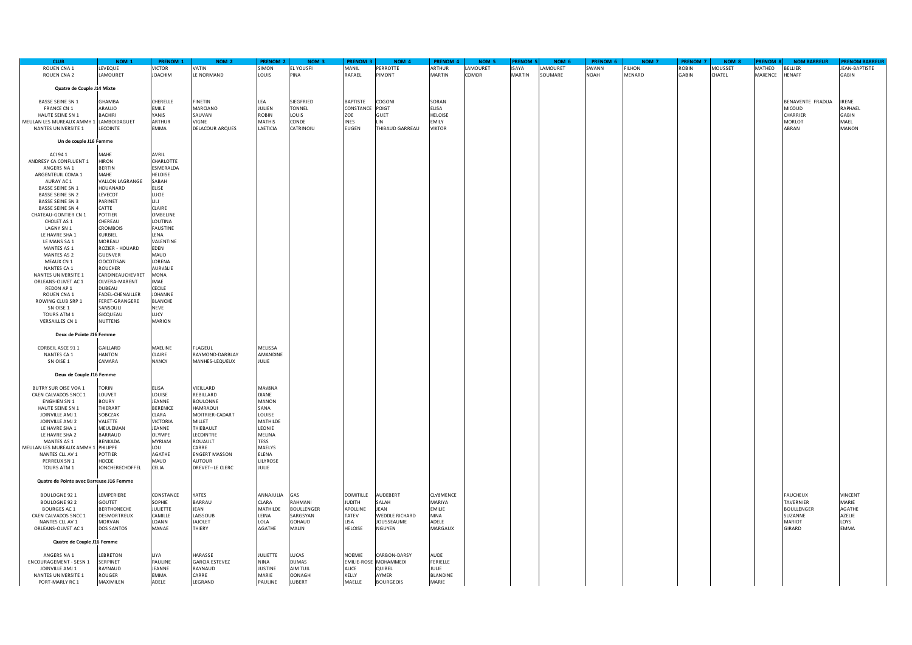| CLUB | NOM 1 | PRENOM 1 | NOM 2 | PRENOM 2 | NOM 3 | PRENOM 3 | NOM 4 | PRENOM 4 | NOM 5 | PRENOM 5 | NOM 6 | PRENOM 6 | NOM 7 | PRENOM 7 | NOM 8 | PRENOM 8 | NOM BARREUR | PRENOM BARREUR |
|---|---|---|---|---|---|---|---|---|---|---|---|---|---|---|---|---|---|---|
| ROUEN CNA 1 | LEVEQUE | VICTOR | VATIN | SIMON | EL YOUSFI | MANIL | PERROTTE | ARTHUR | LAMOURET | ISAYA | LAMOURET | SWANN | FILHON | ROBIN | MOUSSET | MATHEO | BELLIER | JEAN-BAPTISTE |
| ROUEN CNA 2 | LAMOURET | JOACHIM | LE NORMAND | LOUIS | PINA | RAFAEL | PIMONT | MARTIN | COMOR | MARTIN | SOUMARE | NOAH | MENARD | GABIN | CHATEL | MAXENCE | HENAFF | GABIN |
| **Quatre de Couple J14 Mixte** | | | | | | | | | | | | | | | | | | |
| BASSE SEINE SN 1 | GHAMBA | CHERELLE | FINETIN | LEA | SIEGFRIED | BAPTISTE | COGONI | SORAN | | | | | | | | | BENAVENTE FRADUA | IRENE |
| FRANCE CN 1 | ARAUJO | EMILE | MARCIANO | JULIEN | TONNEL | CONSTANCE | POIGT | ELISA | | | | | | | | | MICOUD | RAPHAEL |
| HAUTE SEINE SN 1 | BACHIRI | YANIS | SAUVAN | ROBIN | LOUIS | ZOE | GUET | HELOISE | | | | | | | | | CHARRIER | GABIN |
| MEULAN LES MUREAUX AMMH 1 | LAMBOIDAGUET | ARTHUR | VIGNE | MATHIS | CONDE | INES | LIN | EMILY | | | | | | | | | MORLOT | MAEL |
| NANTES UNIVERSITE 1 | LECOINTE | EMMA | DELACOUR ARQUES | LAETICIA | CATRINOIU | EUGEN | THIBAUD GARREAU | VIKTOR | | | | | | | | | ABRAN | MANON |
| **Un de couple J16 Femme** | | | | | | | | | | | | | | | | | | |
| ACI 94 1 | MAHE | AVRIL | | | | | | | | | | | | | | | | |
| ANDRESY CA CONFLUENT 1 | HIRON | CHARLOTTE | | | | | | | | | | | | | | | | |
| ANGERS NA 1 | BERTIN | ESMERALDA | | | | | | | | | | | | | | | | |
| ARGENTEUIL COMA 1 | MAHE | HELOISE | | | | | | | | | | | | | | | | |
| AURAY AC 1 | VALLON LAGRANGE | SABAH | | | | | | | | | | | | | | | | |
| BASSE SEINE SN 1 | HOUANARD | ELISE | | | | | | | | | | | | | | | | |
| BASSE SEINE SN 2 | LEVECOT | LUCIE | | | | | | | | | | | | | | | | |
| BASSE SEINE SN 3 | PARINET | LILI | | | | | | | | | | | | | | | | |
| BASSE SEINE SN 4 | CATTE | CLAIRE | | | | | | | | | | | | | | | | |
| CHATEAU-GONTIER CN 1 | POTTIER | OMBELINE | | | | | | | | | | | | | | | | |
| CHOLET AS 1 | CHEREAU | LOUTINA | | | | | | | | | | | | | | | | |
| LAGNY SN 1 | CROMBOIS | FAUSTINE | | | | | | | | | | | | | | | | |
| LE HAVRE SHA 1 | KURBIEL | LENA | | | | | | | | | | | | | | | | |
| LE MANS SA 1 | MOREAU | VALENTINE | | | | | | | | | | | | | | | | |
| MANTES AS 1 | ROZIER - HOUARD | EDEN | | | | | | | | | | | | | | | | |
| MANTES AS 2 | GUENVER | MAUD | | | | | | | | | | | | | | | | |
| MEAUX CN 1 | CIOCOTISAN | LORENA | | | | | | | | | | | | | | | | |
| NANTES CA 1 | ROUCHER | AURVâLIE | | | | | | | | | | | | | | | | |
| NANTES UNIVERSITE 1 | CARDINEAUCHEVRET | MONA | | | | | | | | | | | | | | | | |
| ORLEANS-OLIVET AC 1 | OLVERA-MARENT | IMAE | | | | | | | | | | | | | | | | |
| REDON AP 1 | DUBEAU | CECILE | | | | | | | | | | | | | | | | |
| ROUEN CNA 1 | FADEL-CHENAILLER | JOHANNE | | | | | | | | | | | | | | | | |
| ROWING CLUB SRP 1 | FERET-GRANGERE | BLANCHE | | | | | | | | | | | | | | | | |
| SN OISE 1 | SANSOULI | NEVE | | | | | | | | | | | | | | | | |
| TOURS ATM 1 | GICQUEAU | LUCY | | | | | | | | | | | | | | | | |
| VERSAILLES CN 1 | NUTTENS | MARION | | | | | | | | | | | | | | | | |
| **Deux de Pointe J16 Femme** | | | | | | | | | | | | | | | | | | |
| CORBEIL ASCE 91 1 | GAILLARD | MAELINE | FLAGEUL | MELISSA | | | | | | | | | | | | | | |
| NANTES CA 1 | HANTON | CLAIRE | RAYMOND-DARBLAY | AMANDINE | | | | | | | | | | | | | | |
| SN OISE 1 | CAMARA | NANCY | MANHES-LEQUEUX | JULIE | | | | | | | | | | | | | | |
| **Deux de Couple J16 Femme** | | | | | | | | | | | | | | | | | | |
| BUTRY SUR OISE VOA 1 | TORIN | ELISA | VIEILLARD | MAVâNA | | | | | | | | | | | | | | |
| CAEN CALVADOS SNCC 1 | LOUVET | LOUISE | REBILLARD | DIANE | | | | | | | | | | | | | | |
| ENGHIEN SN 1 | BOURY | JEANNE | BOULONNE | MANON | | | | | | | | | | | | | | |
| HAUTE SEINE SN 1 | THIERART | BERENICE | HAMRAOUI | SANA | | | | | | | | | | | | | | |
| JOINVILLE AMJ 1 | SOBCZAK | CLARA | MOITRIER-CADART | LOUISE | | | | | | | | | | | | | | |
| JOINVILLE AMJ 2 | VALETTE | VICTORIA | MILLET | MATHILDE | | | | | | | | | | | | | | |
| LE HAVRE SHA 1 | MEULEMAN | JEANNE | THIEBAULT | LEONIE | | | | | | | | | | | | | | |
| LE HAVRE SHA 2 | BARRAUD | OLYMPE | LECOINTRE | MELINA | | | | | | | | | | | | | | |
| MANTES AS 1 | BENKADA | MYRIAM | ROUAULT | TESS | | | | | | | | | | | | | | |
| MEULAN LES MUREAUX AMMH 1 | PHILIPPE | LOU | CARRE | MAELYS | | | | | | | | | | | | | | |
| NANTES CLL AV 1 | POTTIER | AGATHE | ENGERT MASSON | ELENA | | | | | | | | | | | | | | |
| PERREUX SN 1 | HOCDE | MAUD | AUTOUR | LILYROSE | | | | | | | | | | | | | | |
| TOURS ATM 1 | JONCHERECHOFFEL | CELIA | DREVET--LE CLERC | JULIE | | | | | | | | | | | | | | |
| **Quatre de Pointe avec Barreuse J16 Femme** | | | | | | | | | | | | | | | | | | |
| BOULOGNE 92 1 | LEMPERIERE | CONSTANCE | YATES | ANNAJULIA | GAS | DOMITILLE | AUDEBERT | CLVâMENCE | | | | | | | | | FAUCHEUX | VINCENT |
| BOULOGNE 92 2 | GOUTET | SOPHIE | BARRAU | CLARA | RAHMANI | JUDITH | SALAH | MARIYA | | | | | | | | | TAVERNIER | MARIE |
| BOURGES AC 1 | BERTHONECHE | JULIETTE | JEAN | MATHILDE | BOULLENGER | APOLLINE | JEAN | EMILIE | | | | | | | | | BOULLENGER | AGATHE |
| CAEN CALVADOS SNCC 1 | DESMORTREUX | CAMILLE | LAISSOUB | LEINA | SARGSYAN | TATEV | WEDDLE RICHARD | NINA | | | | | | | | | SUZANNE | AZELIE |
| NANTES CLL AV 1 | MORVAN | LOANN | JAJOLET | LOLA | GOHAUD | LISA | JOUSSEAUME | ADELE | | | | | | | | | MARIOT | LOYS |
| ORLEANS-OLIVET AC 1 | DOS SANTOS | MANAE | THIERY | AGATHE | MALIN | HELOISE | NGUYEN | MARGAUX | | | | | | | | | GIRARD | EMMA |
| **Quatre de Couple J16 Femme** | | | | | | | | | | | | | | | | | | |
| ANGERS NA 1 | LEBRETON | LIYA | HARASSE | JULIETTE | LUCAS | NOEMIE | CARBON-DARSY | AUDE | | | | | | | | | | |
| ENCOURAGEMENT - SESN 1 | SERPINET | PAULINE | GARCIA ESTEVEZ | NINA | DUMAS | EMILIE-ROSE | MOHAMMEDI | FERIELLE | | | | | | | | | | |
| JOINVILLE AMJ 1 | RAYNAUD | JEANNE | RAYNAUD | JUSTINE | AIM TUIL | ALICE | QUIBEL | JULIE | | | | | | | | | | |
| NANTES UNIVERSITE 1 | ROUGER | EMMA | CARRE | MARIE | OONAGH | KELLY | AYMER | BLANDINE | | | | | | | | | | |
| PORT-MARLY RC 1 | MAXIMILEN | ADELE | LEGRAND | PAULINE | LUBERT | MAELLE | BOURGEOIS | MARIE | | | | | | | | | | |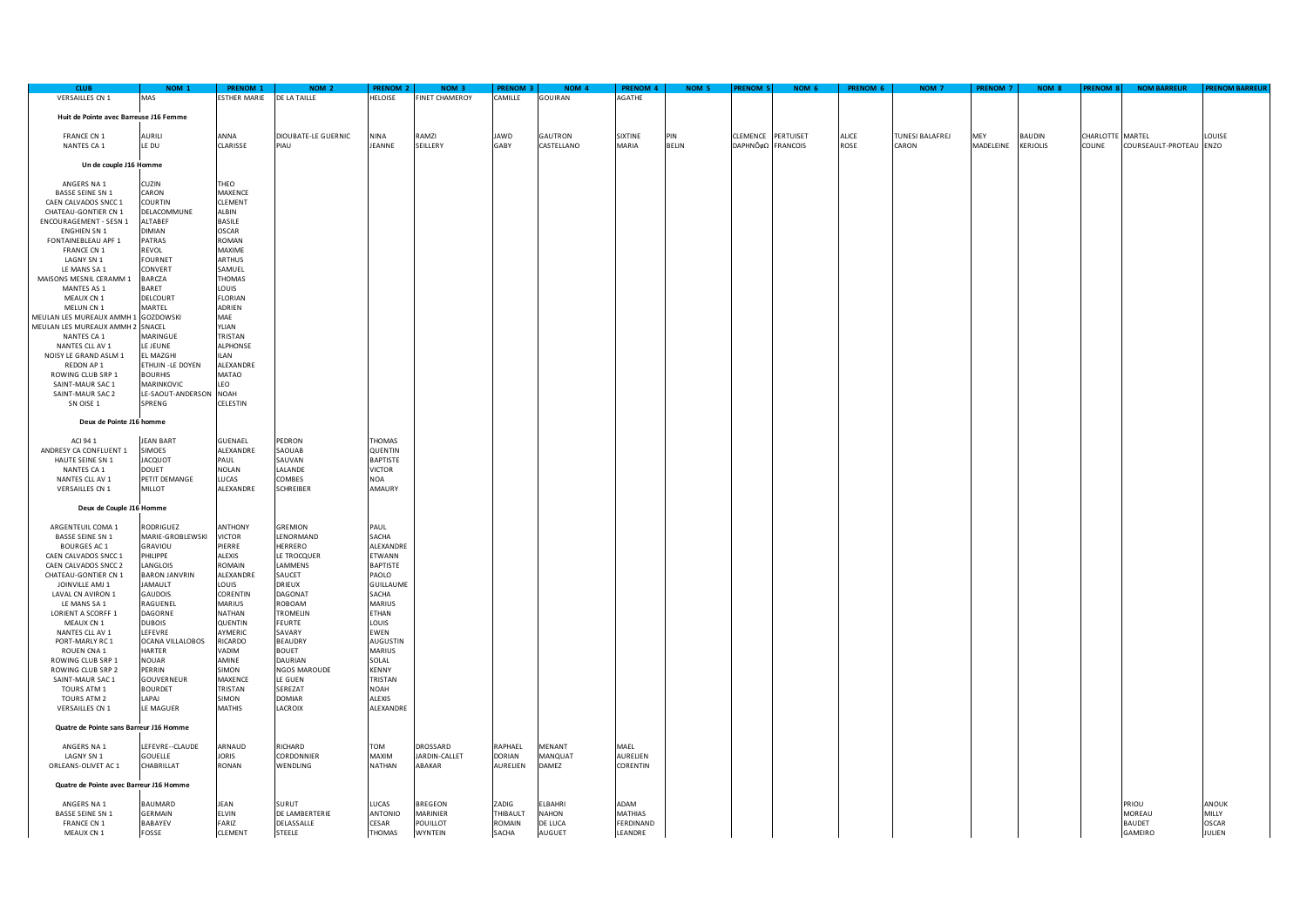| CLUB | NOM 1 | PRENOM 1 | NOM 2 | PRENOM 2 | NOM 3 | PRENOM 3 | NOM 4 | PRENOM 4 | NOM 5 | PRENOM 5 | NOM 6 | PRENOM 6 | NOM 7 | PRENOM 7 | NOM 8 | PRENOM 8 | NOM BARREUR | PRENOM BARREUR |
|---|---|---|---|---|---|---|---|---|---|---|---|---|---|---|---|---|---|---|
| VERSAILLES CN 1 | MAS | ESTHER MARIE | DE LA TAILLE | HELOISE | FINET CHAMEROY | CAMILLE | GOUIRAN | AGATHE | | | | | | | | | | |
| **Huit de Pointe avec Barreuse J16 Femme** | | | | | | | | | | | | | | | | | | |
| FRANCE CN 1 | AURILI | ANNA | DIOUBATE-LE GUERNIC | NINA | RAMZI | JAWD | GAUTRON | SIXTINE | PIN | CLEMENCE | PERTUISET | ALICE | TUNESI BALAFREJ | MEY | BAUDIN | CHARLOTTE | MARTEL | LOUISE |
| NANTES CA 1 | LE DU | CLARISSE | PIAU | JEANNE | SEILLERY | GABY | CASTELLANO | MARIA | BELIN | DAPHNÔøΩ | FRANCOIS | ROSE | CARON | MADELEINE | KERJOLIS | COLINE | COURSEAULT-PROTEAU | ENZO |
| **Un de couple J16 Homme** | | | | | | | | | | | | | | | | | | |
| ANGERS NA 1 | CUZIN | THEO | | | | | | | | | | | | | | | | |
| BASSE SEINE SN 1 | CARON | MAXENCE | | | | | | | | | | | | | | | | |
| CAEN CALVADOS SNCC 1 | COURTIN | CLEMENT | | | | | | | | | | | | | | | | |
| CHATEAU-GONTIER CN 1 | DELACOMMUNE | ALBIN | | | | | | | | | | | | | | | | |
| ENCOURAGEMENT - SESN 1 | ALTABEF | BASILE | | | | | | | | | | | | | | | | |
| ENGHIEN SN 1 | DIMIAN | OSCAR | | | | | | | | | | | | | | | | |
| FONTAINEBLEAU APF 1 | PATRAS | ROMAN | | | | | | | | | | | | | | | | |
| FRANCE CN 1 | REVOL | MAXIME | | | | | | | | | | | | | | | | |
| LAGNY SN 1 | FOURNET | ARTHUS | | | | | | | | | | | | | | | | |
| LE MANS SA 1 | CONVERT | SAMUEL | | | | | | | | | | | | | | | | |
| MAISONS MESNIL CERAMM 1 | BARCZA | THOMAS | | | | | | | | | | | | | | | | |
| MANTES AS 1 | BARET | LOUIS | | | | | | | | | | | | | | | | |
| MEAUX CN 1 | DELCOURT | FLORIAN | | | | | | | | | | | | | | | | |
| MELUN CN 1 | MARTEL | ADRIEN | | | | | | | | | | | | | | | | |
| MEULAN LES MUREAUX AMMH 1 | GOZDOWSKI | MAE | | | | | | | | | | | | | | | | |
| MEULAN LES MUREAUX AMMH 2 | SNACEL | YLIAN | | | | | | | | | | | | | | | | |
| NANTES CA 1 | MARINGUE | TRISTAN | | | | | | | | | | | | | | | | |
| NANTES CLL AV 1 | LE JEUNE | ALPHONSE | | | | | | | | | | | | | | | | |
| NOISY LE GRAND ASLM 1 | EL MAZGHI | ILAN | | | | | | | | | | | | | | | | |
| REDON AP 1 | ETHUIN -LE DOYEN | ALEXANDRE | | | | | | | | | | | | | | | | |
| ROWING CLUB SRP 1 | BOURHIS | MATAO | | | | | | | | | | | | | | | | |
| SAINT-MAUR SAC 1 | MARINKOVIC | LEO | | | | | | | | | | | | | | | | |
| SAINT-MAUR SAC 2 | LE-SAOUT-ANDERSON | NOAH | | | | | | | | | | | | | | | | |
| SN OISE 1 | SPRENG | CELESTIN | | | | | | | | | | | | | | | | |
| **Deux de Pointe J16 homme** | | | | | | | | | | | | | | | | | | |
| ACI 94 1 | JEAN BART | GUENAEL | PEDRON | THOMAS | | | | | | | | | | | | | | |
| ANDRESY CA CONFLUENT 1 | SIMOES | ALEXANDRE | SAOUAB | QUENTIN | | | | | | | | | | | | | | |
| HAUTE SEINE SN 1 | JACQUOT | PAUL | SAUVAN | BAPTISTE | | | | | | | | | | | | | | |
| NANTES CA 1 | DOUET | NOLAN | LALANDE | VICTOR | | | | | | | | | | | | | | |
| NANTES CLL AV 1 | PETIT DEMANGE | LUCAS | COMBES | NOA | | | | | | | | | | | | | | |
| VERSAILLES CN 1 | MILLOT | ALEXANDRE | SCHREIBER | AMAURY | | | | | | | | | | | | | | |
| **Deux de Couple J16 Homme** | | | | | | | | | | | | | | | | | | |
| ARGENTEUIL COMA 1 | RODRIGUEZ | ANTHONY | GREMION | PAUL | | | | | | | | | | | | | | |
| BASSE SEINE SN 1 | MARIE-GROBLEWSKI | VICTOR | LENORMAND | SACHA | | | | | | | | | | | | | | |
| BOURGES AC 1 | GRAVIOU | PIERRE | HERRERO | ALEXANDRE | | | | | | | | | | | | | | |
| CAEN CALVADOS SNCC 1 | PHILIPPE | ALEXIS | LE TROCQUER | ETWANN | | | | | | | | | | | | | | |
| CAEN CALVADOS SNCC 2 | LANGLOIS | ROMAIN | LAMMENS | BAPTISTE | | | | | | | | | | | | | | |
| CHATEAU-GONTIER CN 1 | BARON JANVRIN | ALEXANDRE | SAUCET | PAOLO | | | | | | | | | | | | | | |
| JOINVILLE AMJ 1 | JAMAULT | LOUIS | DRIEUX | GUILLAUME | | | | | | | | | | | | | | |
| LAVAL CN AVIRON 1 | GAUDOIS | CORENTIN | DAGONAT | SACHA | | | | | | | | | | | | | | |
| LE MANS SA 1 | RAGUENEL | MARIUS | ROBOAM | MARIUS | | | | | | | | | | | | | | |
| LORIENT A SCORFF 1 | DAGORNE | NATHAN | TROMELIN | ETHAN | | | | | | | | | | | | | | |
| MEAUX CN 1 | DUBOIS | QUENTIN | FEURTE | LOUIS | | | | | | | | | | | | | | |
| NANTES CLL AV 1 | LEFEVRE | AYMERIC | SAVARY | EWEN | | | | | | | | | | | | | | |
| PORT-MARLY RC 1 | OCANA VILLALOBOS | RICARDO | BEAUDRY | AUGUSTIN | | | | | | | | | | | | | | |
| ROUEN CNA 1 | HARTER | VADIM | BOUET | MARIUS | | | | | | | | | | | | | | |
| ROWING CLUB SRP 1 | NOUAR | AMINE | DAURIAN | SOLAL | | | | | | | | | | | | | | |
| ROWING CLUB SRP 2 | PERRIN | SIMON | NGOS MAROUDE | KENNY | | | | | | | | | | | | | | |
| SAINT-MAUR SAC 1 | GOUVERNEUR | MAXENCE | LE GUEN | TRISTAN | | | | | | | | | | | | | | |
| TOURS ATM 1 | BOURDET | TRISTAN | SEREZAT | NOAH | | | | | | | | | | | | | | |
| TOURS ATM 2 | LAPAJ | SIMON | DOMIAR | ALEXIS | | | | | | | | | | | | | | |
| VERSAILLES CN 1 | LE MAGUER | MATHIS | LACROIX | ALEXANDRE | | | | | | | | | | | | | | |
| **Quatre de Pointe sans Barreur J16 Homme** | | | | | | | | | | | | | | | | | | |
| ANGERS NA 1 | LEFEVRE--CLAUDE | ARNAUD | RICHARD | TOM | DROSSARD | RAPHAEL | MENANT | MAEL | | | | | | | | | | |
| LAGNY SN 1 | GOUELLE | JORIS | CORDONNIER | MAXIM | JARDIN-CALLET | DORIAN | MANQUAT | AURELIEN | | | | | | | | | | |
| ORLEANS-OLIVET AC 1 | CHABRILLAT | RONAN | WENDLING | NATHAN | ABAKAR | AURELIEN | DAMEZ | CORENTIN | | | | | | | | | | |
| **Quatre de Pointe avec Barreur J16 Homme** | | | | | | | | | | | | | | | | | | |
| ANGERS NA 1 | BAUMARD | JEAN | SURUT | LUCAS | BREGEON | ZADIG | ELBAHRI | ADAM | | | | | | | | | PRIOU | ANOUK |
| BASSE SEINE SN 1 | GERMAIN | ELVIN | DE LAMBERTERIE | ANTONIO | MARINIER | THIBAULT | NAHON | MATHIAS | | | | | | | | | MOREAU | MILLY |
| FRANCE CN 1 | BABAYEV | FARIZ | DELASSALLE | CESAR | POUILLOT | ROMAIN | DE LUCA | FERDINAND | | | | | | | | | BAUDET | OSCAR |
| MEAUX CN 1 | FOSSE | CLEMENT | STEELE | THOMAS | WYNTEIN | SACHA | AUGUET | LEANDRE | | | | | | | | | GAMEIRO | JULIEN |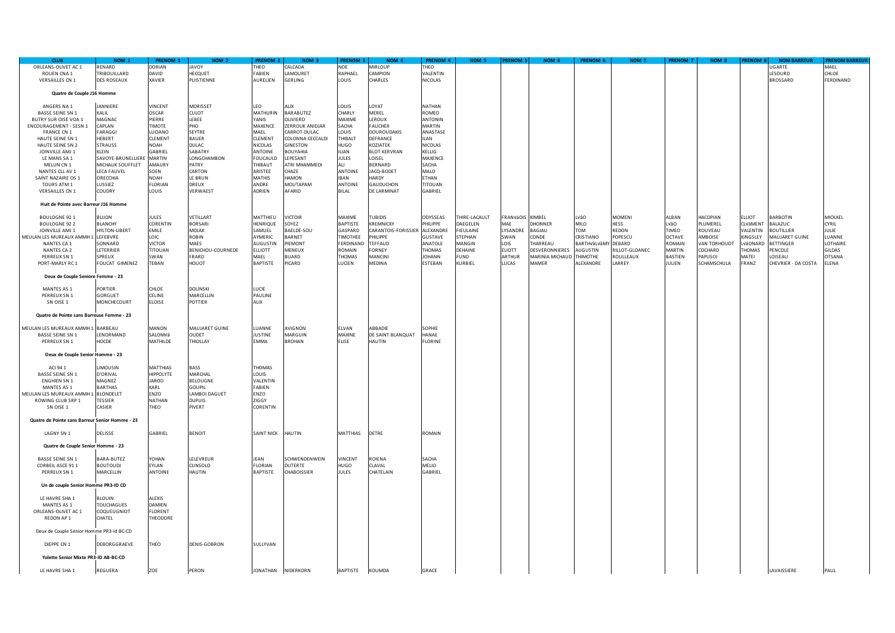| CLUB | NOM 1 | PRENOM 1 | NOM 2 | PRENOM 2 | NOM 3 | PRENOM 3 | NOM 4 | PRENOM 4 | NOM 5 | PRENOM 5 | NOM 6 | PRENOM 6 | NOM 7 | PRENOM 7 | NOM 8 | PRENOM 8 | NOM BARREUR | PRENOM BARREUR |
|---|---|---|---|---|---|---|---|---|---|---|---|---|---|---|---|---|---|---|
| ORLEANS-OLIVET AC 1 | RENARD | DORIAN | JAVOY | THEO | CALCADA | NOE | MIRLOUP | THEO | | | | | | | | | UGARTE | MAEL |
| ROUEN CNA 1 | TRIBOUILLARD | DAVID | HECQUET | FABIEN | LAMOURET | RAPHAEL | CAMPION | VALENTIN | | | | | | | | | LESOURD | CHLOE |
| VERSAILLES CN 1 | DES ROSEAUX | XAVIER | PUISTIENNE | AURELIEN | GERLING | LOUIS | CHARLES | NICOLAS | | | | | | | | | BROSSARD | FERDINAND |
| **Quatre de Couple J16 Homme** | | | | | | | | | | | | | | | | | | |
| ANGERS NA 1 | JANNIERE | VINCENT | MORISSET | LEO | ALIX | LOUIS | LOYAT | NATHAN | | | | | | | | | | |
| BASSE SEINE SN 1 | KALIL | OSCAR | CULOT | MATHURIN | BARABUTEZ | CHARLY | MEREL | ROMEO | | | | | | | | | | |
| BUTRY SUR OISE VOA 1 | MAGNAC | PIERRE | LEBEE | YANIS | OLIVIERO | MAXIME | LEROUX | ANTONIN | | | | | | | | | | |
| ENCOURAGEMENT - SESN 1 | CAPLAN | TIMOTE | PHO | MAXENCE | ZERROUK ANIDJAR | SACHA | FAUCHER | MARTIN | | | | | | | | | | |
| FRANCE CN 1 | FARAGGI | LUCIANO | SEYTRE | MAEL | CARROT-DULAC | LOUIS | DOUROUDAKIS | ANASTASE | | | | | | | | | | |
| HAUTE SEINE SN 1 | HEBERT | CLEMENT | BAUER | CLEMENT | COLONNA CECCALDI | THIBALT | DEFRANCE | ILAN | | | | | | | | | | |
| HAUTE SEINE SN 2 | STRAUSS | NOAH | DULAC | NICOLAS | GINESTON | HUGO | KOZIATEK | NICOLAS | | | | | | | | | | |
| JOINVILLE AMJ 1 | KLEIN | GABRIEL | SABATRY | ANTOINE | BOUYAHIA | ILIAN | BLOT KERVRAN | KELLIG | | | | | | | | | | |
| LE MANS SA 1 | SAVOYE-BRUNELLIERE | MARTIN | LONGCHAMBON | FOUCAULD | LEPESANT | JULES | LOISEL | MAXENCE | | | | | | | | | | |
| MELUN CN 1 | MICHALIK SOUFFLET | AMAURY | PATRY | THIBAUT | ATRI MHAMMEDI | ALI | BERNARD | SACHA | | | | | | | | | | |
| NANTES CLL AV 1 | LECA FAUVEL | SOEN | CARTON | ARISTEE | CHAZE | ANTOINE | JACQ-BODET | MALO | | | | | | | | | | |
| SAINT NAZAIRE OS 1 | ORECCHIA | NOAH | LE BRUN | MATHIS | HAMON | IBAN | HARDY | ETHAN | | | | | | | | | | |
| TOURS ATM 1 | LUSSIEZ | FLORIAN | DREUX | ANDRE | MOUTAPAM | ANTOINE | GAUDUCHON | TITOUAN | | | | | | | | | | |
| VERSAILLES CN 1 | COUDRY | LOUIS | VERWAEST | ADRIEN | AFARID | BILAL | DE LARMINAT | GABRIEL | | | | | | | | | | |
| **Huit de Pointe avec Barreur J16 Homme** | | | | | | | | | | | | | | | | | | |
| BOULOGNE 92 1 | BUJON | JULES | VETILLART | MATTHIEU | VICTOIR | MAXIME | TUBIDIS | ODYSSEAS | THIRE-LACAULT | FRAN√ßOIS | KIMBEL | L√©O | MOMENI | ALBAN | HACOPIAN | ELLIOT | BARBOTIN | MICKAEL |
| BOULOGNE 92 2 | BLANCHY | CORENTIN | BORSARI | HENRIQUE | SOYEZ | BAPTISTE | KREMNICKY | PHILIPPE | DAEGELEN | MAE | DHONNER | MILO | HESS | L√©O | PLUMEREL | CL√©MENT | BALAZUC | CYRIL |
| JOINVILLE AMJ 1 | HYLTON-LIBERT | EMILE | MOJAK | SAMUEL | BAELDE-SOU | GASPARD | CARANTOIS-FORISSIER | ALEXANDRE | FIEULAINE | LYSANDRE | BAGIAU | TOM | REDON | TIMEO | ROUVEAU | VALENTIN | BOUTILLIER | JULIE |
| MEULAN LES MUREAUX AMMH 1 | LEFEBVRE | LOIC | ROBIN | AYMERIC | BARNET | TIMOTHEE | PHILIPPE | GUSTAVE | STEPHAN | SWAN | CONDE | CRISTIANO | POPESCU | OCTAVE | AMBOISE | KINGSLEY | MAULJARET GUINE | LUANNE |
| NANTES CA 1 | SONNARD | VICTOR | MAES | AUGUSTIN | PIEMONT | FERDINAND | TEFFAUD | ANATOLE | MANGIN | LOIS | THARREAU | BARTH√©L√©MY | DEBARD | ROMAIN | VAN TORHOUDT | L√©ONARD | BETTINGER | LOTHAIRE |
| NANTES CA 2 | LETERRIER | TITOUAN | BENICHOU-COURNEDE | ELLIOTT | MENEUX | ROMAIN | FORNEY | THOMAS | DEHAINE | ELIOTT | DESVERONNIERES | AUGUSTIN | RILLOT-GLOANEC | MARTIN | COCHARD | THOMAS | PENCOLE | GILDAS |
| PERREUX SN 1 | SPREUX | SWAN | FRARD | MAEL | BUARD | THOMAS | MANCINI | JOHANN | FUND | ARTHUR | MARINIA MICHAUD | THIMOTHE | ROULLEAUX | BASTIEN | PAPUSOI | MATEI | LOISEAU | OTSANA |
| PORT-MARLY RC 1 | FOUCAT GIMENEZ | TEBAN | HOUOT | BAPTISTE | PICARD | LUCIEN | MEDINA | ESTEBAN | KURBIEL | LUCAS | MAMER | ALEXANDRE | LARREY | JULIEN | SCHAMSCHULA | FRANZ | CHEVRIER - DA COSTA | ELENA |
| **Deux de Couple Seniore Femme - 23** | | | | | | | | | | | | | | | | | | |
| MANTES AS 1 | PORTIER | CHLOE | DOLINSKI | LUCIE | | | | | | | | | | | | | | |
| PERREUX SN 1 | GORGUET | CELINE | MARCELLIN | PAULINE | | | | | | | | | | | | | | |
| SN OISE 1 | MONCHECOURT | ELOISE | POTTIER | ALIX | | | | | | | | | | | | | | |
| **Quatre de Pointe sans Barreuse Femme - 23** | | | | | | | | | | | | | | | | | | |
| MEULAN LES MUREAUX AMMH 1 | BARBEAU | MANON | MAULJARET GUINE | LUANNE | AVIGNON | ELVAN | ABBADIE | SOPHIE | | | | | | | | | | |
| BASSE SEINE SN 1 | LENORMAND | SALOM√© | OUDET | JUSTINE | MARGUIN | MAXINE | DE SAINT BLANQUAT | HANAE | | | | | | | | | | |
| PERREUX SN 1 | HOCDE | MATHILDE | THIOLLAY | EMMA | BROHAN | ELISE | HAUTIN | FLORINE | | | | | | | | | | |
| **Deux de Couple Senior Homme - 23** | | | | | | | | | | | | | | | | | | |
| ACI 94 1 | LIMOUSIN | MATTHIAS | BASS | THOMAS | | | | | | | | | | | | | | |
| BASSE SEINE SN 1 | D'ORIVAL | HIPPOLYTE | MARCHAL | LOUIS | | | | | | | | | | | | | | |
| ENGHIEN SN 1 | MAGNEZ | JAROD | BELOUGNE | VALENTIN | | | | | | | | | | | | | | |
| MANTES AS 1 | BARTHAS | KARL | GOUPIL | FABIEN | | | | | | | | | | | | | | |
| MEULAN LES MUREAUX AMMH 1 | BLONDELET | ENZO | LAMBOI DAGUET | ENZO | | | | | | | | | | | | | | |
| ROWING CLUB SRP 1 | TESSIER | NATHAN | DUPUIS | ZIGGY | | | | | | | | | | | | | | |
| SN OISE 1 | CASIER | THEO | PIVERT | CORENTIN | | | | | | | | | | | | | | |
| **Quatre de Pointe sans Barreur Senior Homme - 23** | | | | | | | | | | | | | | | | | | |
| LAGNY SN 1 | DELISSE | GABRIEL | BENOIT | SAINT NICK | HAUTIN | MATTHIAS | DETRE | ROMAIN | | | | | | | | | | |
| **Quatre de Couple Senior Homme - 23** | | | | | | | | | | | | | | | | | | |
| BASSE SEINE SN 1 | BARA-BUTEZ | YOHAN | LELEVREUR | JEAN | SCHWENDENWEIN | VINCENT | ROIENA | SACHA | | | | | | | | | | |
| CORBEIL ASCE 91 1 | BOUTOUDJ | EYLAN | CUNSOLO | FLORIAN | DUTERTE | HUGO | CLAVAL | MELIO | | | | | | | | | | |
| PERREUX SN 1 | MARCELLIN | ANTOINE | HAUTIN | BAPTISTE | CHABOISSIER | JULES | CHATELAIN | GABRIEL | | | | | | | | | | |
| **Un de couple Senior Homme PR3-ID CD** | | | | | | | | | | | | | | | | | | |
| LE HAVRE SHA 1 | BLOUIN | ALEXIS | | | | | | | | | | | | | | | | |
| MANTES AS 1 | TOUCHAGUES | DAMIEN | | | | | | | | | | | | | | | | |
| ORLEANS-OLIVET AC 1 | COQUEUGNIOT | FLORENT | | | | | | | | | | | | | | | | |
| REDON AP 1 | CHATEL | THEODORE | | | | | | | | | | | | | | | | |
| Deux de Couple Senior Homme PR3-Id BC-CD | | | | | | | | | | | | | | | | | | |
| DIEPPE CN 1 | DEBORGGRAEVE | THEO | DENIS-GOBRON | SULLYVAN | | | | | | | | | | | | | | |
| **Yolette Senior Mixte PR3-ID AB-BC-CD** | | | | | | | | | | | | | | | | | | |
| LE HAVRE SHA 1 | REGUERA | ZOE | PERON | JONATHAN | NIDERKORN | BAPTISTE | KOUMDA | GRACE | | | | | | | | | LAVAISSIERE | PAUL |